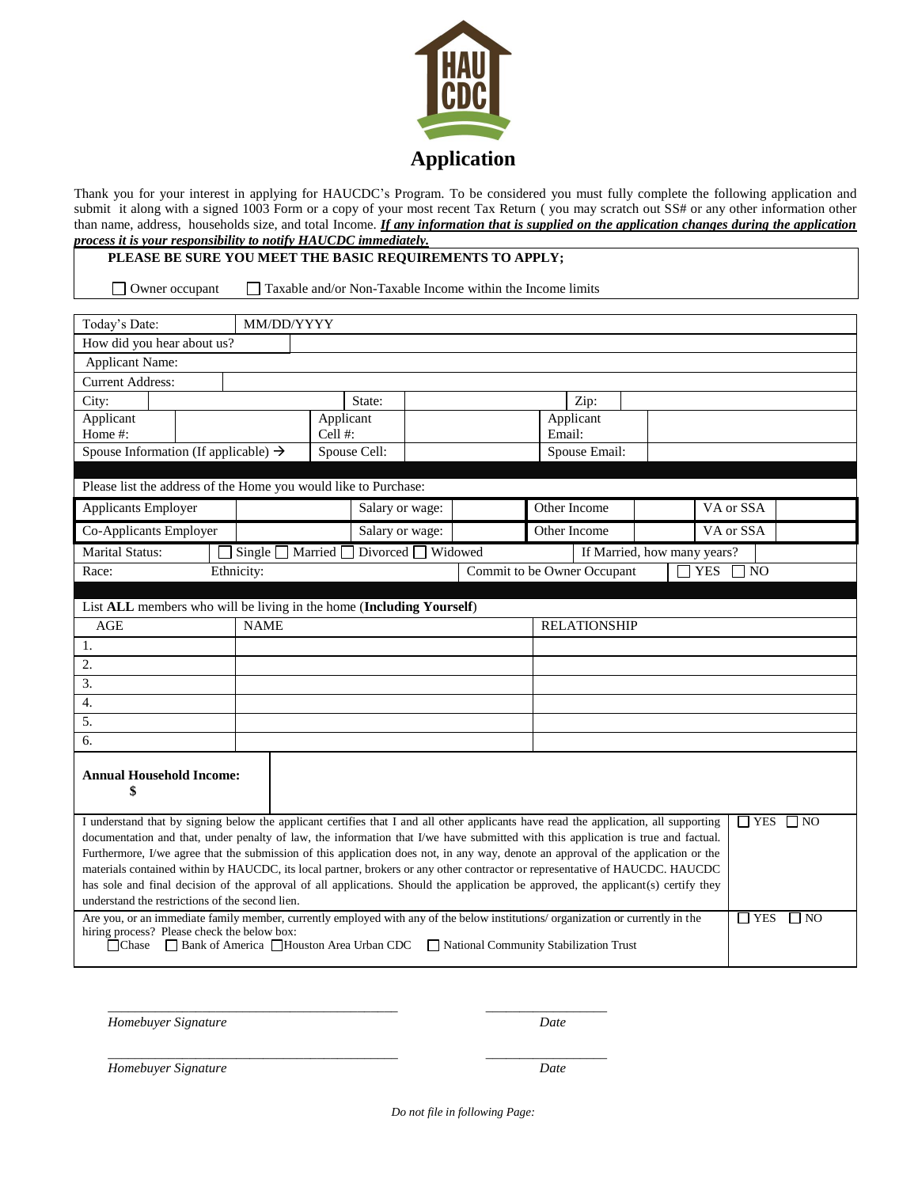HAU CDC

# Application

Thank you for your interest in applying for HAUCDC's Program. To be considered you must fully complete the following application and submit it along with a signed 1003 Form or a copy of your most recent Tax Return ( you may scratch out SS# or any other information other than name, address, households size, and total Income. ***If any information that is supplied on the application changes during the application process it is your responsibility to notify HAUCDC immediately.***

**PLEASE BE SURE YOU MEET THE BASIC REQUIREMENTS TO APPLY;**

☐ Owner occupant ☐ Taxable and/or Non-Taxable Income within the Income limits

| | | | | | | | | |
|---|---|---|---|---|---|---|---|---|
| Today's Date: | MM/DD/YYYY | | | | | | | |
| How did you hear about us? | | | | | | | | |
| Applicant Name: | | | | | | | | |
| Current Address: | | | | | | | | |
| City: | | State: | | Zip: | | | | |
| Applicant Home #: | | Applicant Cell #: | | Applicant Email: | | | | |
| Spouse Information (If applicable) → | | Spouse Cell: | | Spouse Email: | | | | |
| Please list the address of the Home you would like to Purchase: | | | | | | | | |
| Applicants Employer | | Salary or wage: | | Other Income | | VA or SSA | | |
| Co-Applicants Employer | | Salary or wage: | | Other Income | | VA or SSA | | |
| Marital Status: | ☐ Single ☐ Married ☐ Divorced ☐ Widowed | | | If Married, how many years? | | | | |
| Race: | Ethnicity: | | Commit to be Owner Occupant | ☐ YES ☐ NO | | | | |

List **ALL** members who will be living in the home (**Including Yourself**)

| AGE | NAME | RELATIONSHIP |
|---|---|---|
| 1. | | |
| 2. | | |
| 3. | | |
| 4. | | |
| 5. | | |
| 6. | | |

| | |
|---|---|
| **Annual Household Income:** **$** | |
| I understand that by signing below the applicant certifies that I and all other applicants have read the application, all supporting documentation and that, under penalty of law, the information that I/we have submitted with this application is true and factual. Furthermore, I/we agree that the submission of this application does not, in any way, denote an approval of the application or the materials contained within by HAUCDC, its local partner, brokers or any other contractor or representative of HAUCDC. HAUCDC has sole and final decision of the approval of all applications. Should the application be approved, the applicant(s) certify they understand the restrictions of the second lien. | ☐ YES ☐ NO |
| Are you, or an immediate family member, currently employed with any of the below institutions/ organization or currently in the hiring process? Please check the below box: ☐ Chase ☐ Bank of America ☐ Houston Area Urban CDC ☐ National Community Stabilization Trust | ☐ YES ☐ NO |

___________________________________________ ____________________

*Homebuyer Signature* *Date*

___________________________________________ ____________________

*Homebuyer Signature* *Date*

*Do not file in following Page:*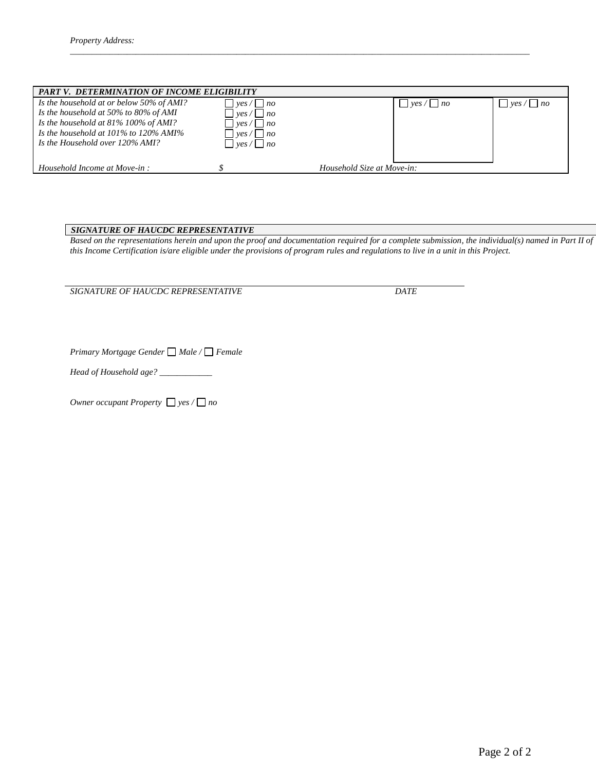*Property Address:* ___________________________________________________________________________

| *PART V. DETERMINATION OF INCOME ELIGIBILITY* | | | |
|---|---|---|---|
| *Is the household at or below 50% of AMI?* | ☐ *yes* / ☐ *no* | ☐ *yes* / ☐ *no* | ☐ *yes* / ☐ *no* |
| *Is the household at 50% to 80% of AMI* | ☐ *yes* / ☐ *no* | | |
| *Is the household at 81% 100% of AMI?* | ☐ *yes* / ☐ *no* | | |
| *Is the household at 101% to 120% AMI%* | ☐ *yes* / ☐ *no* | | |
| *Is the Household over 120% AMI?* | ☐ *yes* / ☐ *no* | | |
| *Household Income at Move-in :* | $ | *Household Size at Move-in:* | |

***SIGNATURE OF HAUCDC REPRESENTATIVE***

*Based on the representations herein and upon the proof and documentation required for a complete submission, the individual(s) named in Part II of this Income Certification is/are eligible under the provisions of program rules and regulations to live in a unit in this Project.*

______________________________________________________________________________

*SIGNATURE OF HAUCDC REPRESENTATIVE* *DATE*

*Primary Mortgage Gender* ☐ *Male* / ☐ *Female*

*Head of Household age?* ____________

*Owner occupant Property* ☐ *yes* / ☐ *no*